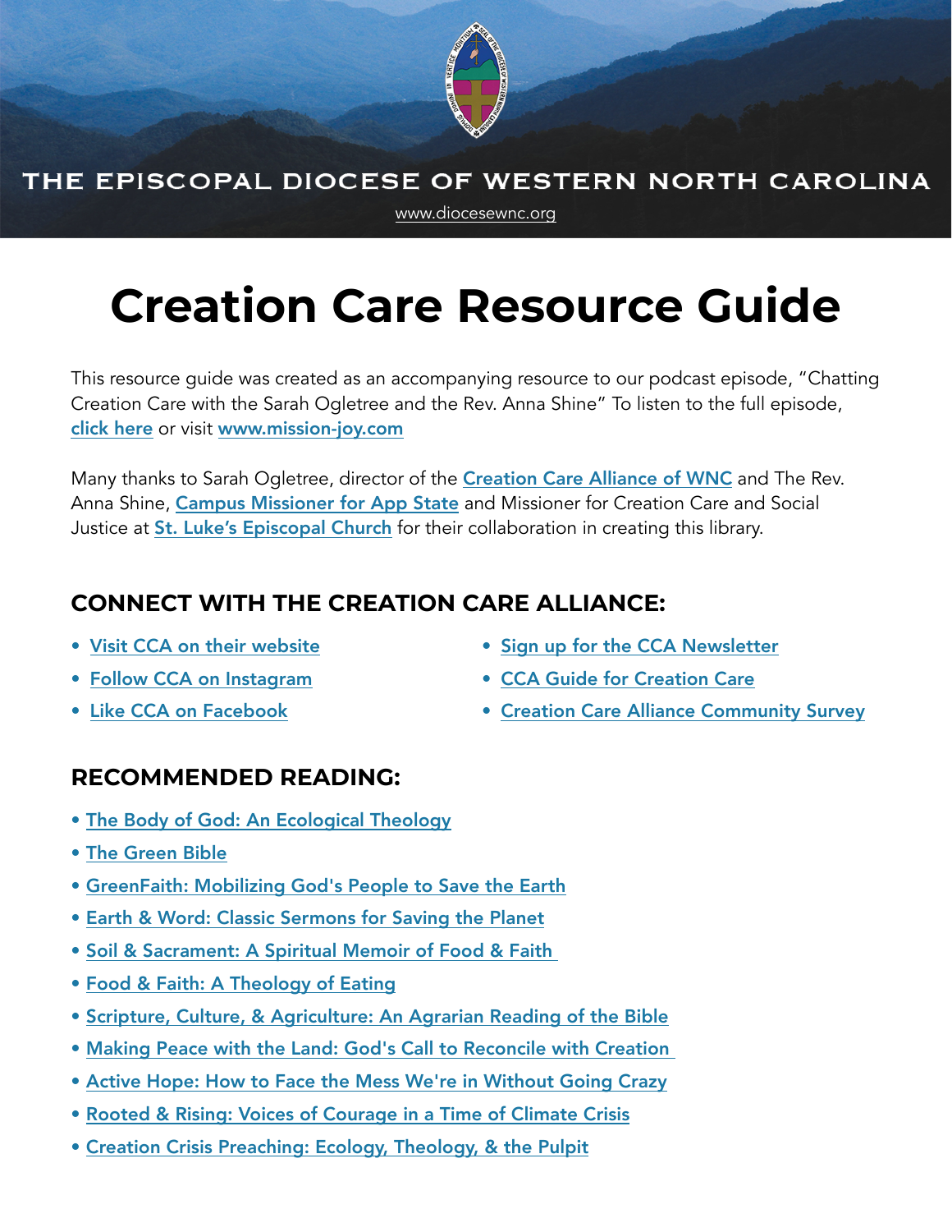THE EPISCOPAL DIOCESE OF WESTERN NORTH CAROLINA

www.diocesewnc.org

# Creation Care Resource Guide

This resource guide was created as an accompanying resource to our podcast episode, "Chatting Creation Care with the Sarah Ogletree and the Rev. Anna Shine" To listen to the full episode, **click here** or visit **www.mission-joy.com**

Many thanks to Sarah Ogletree, director of the **Creation Care Alliance of WNC** and The Rev. Anna Shine, **Campus Missioner for App State** and Missioner for Creation Care and Social Justice at **St. Luke's Episcopal Church** for their collaboration in creating this library.

## CONNECT WITH THE CREATION CARE ALLIANCE:

- Visit CCA on their website
- Follow CCA on Instagram
- Like CCA on Facebook
- Sign up for the CCA Newsletter
- CCA Guide for Creation Care
- Creation Care Alliance Community Survey

## RECOMMENDED READING:

- The Body of God: An Ecological Theology
- The Green Bible
- GreenFaith: Mobilizing God's People to Save the Earth
- Earth & Word: Classic Sermons for Saving the Planet
- Soil & Sacrament: A Spiritual Memoir of Food & Faith
- Food & Faith: A Theology of Eating
- Scripture, Culture, & Agriculture: An Agrarian Reading of the Bible
- Making Peace with the Land: God's Call to Reconcile with Creation
- Active Hope: How to Face the Mess We're in Without Going Crazy
- Rooted & Rising: Voices of Courage in a Time of Climate Crisis
- Creation Crisis Preaching: Ecology, Theology, & the Pulpit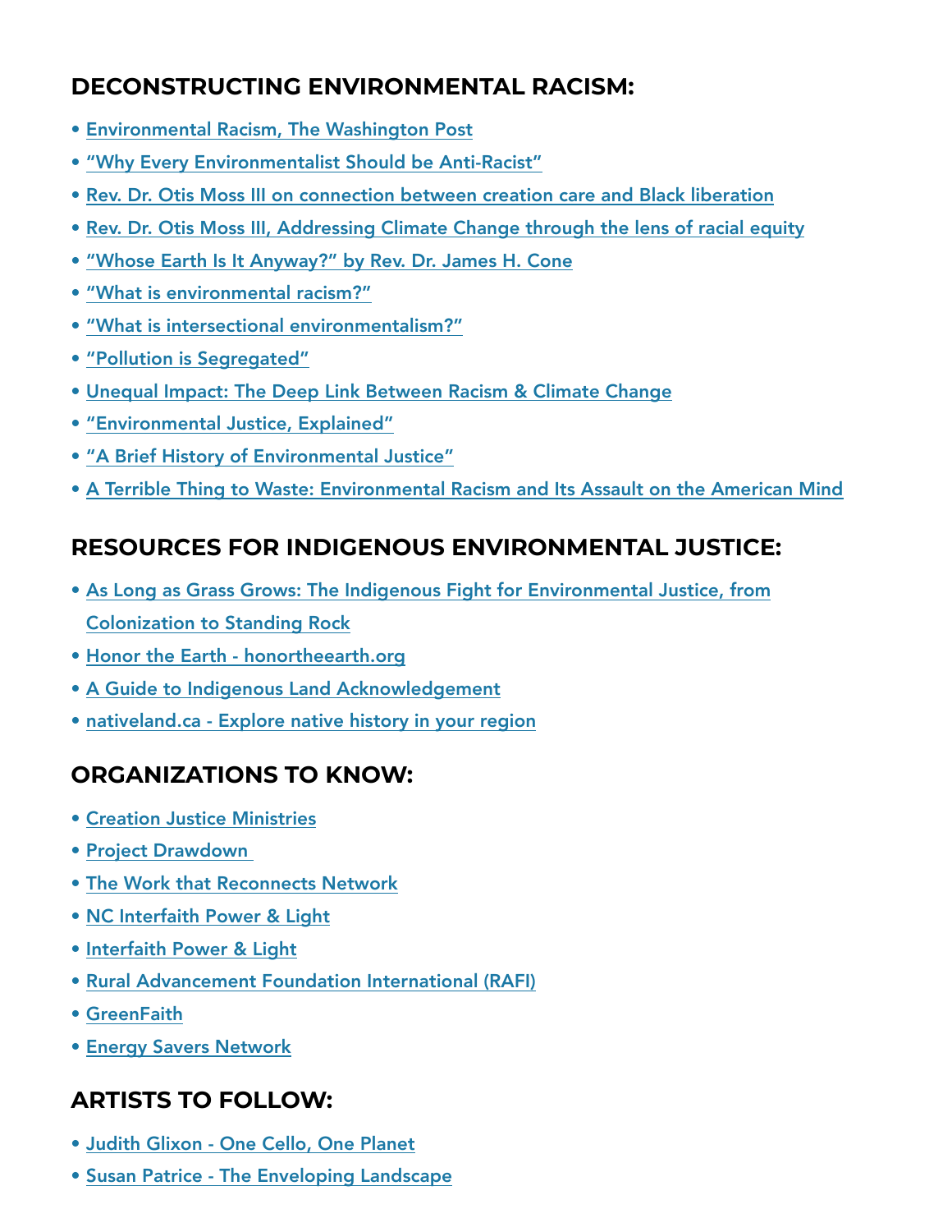## DECONSTRUCTING ENVIRONMENTAL RACISM:

- Environmental Racism, The Washington Post
- "Why Every Environmentalist Should be Anti-Racist"
- Rev. Dr. Otis Moss III on connection between creation care and Black liberation
- Rev. Dr. Otis Moss III, Addressing Climate Change through the lens of racial equity
- "Whose Earth Is It Anyway?" by Rev. Dr. James H. Cone
- "What is environmental racism?"
- "What is intersectional environmentalism?"
- "Pollution is Segregated"
- Unequal Impact: The Deep Link Between Racism & Climate Change
- "Environmental Justice, Explained"
- "A Brief History of Environmental Justice"
- A Terrible Thing to Waste: Environmental Racism and Its Assault on the American Mind

## RESOURCES FOR INDIGENOUS ENVIRONMENTAL JUSTICE:

- As Long as Grass Grows: The Indigenous Fight for Environmental Justice, from Colonization to Standing Rock
- Honor the Earth - honortheearth.org
- A Guide to Indigenous Land Acknowledgement
- nativeland.ca - Explore native history in your region

## ORGANIZATIONS TO KNOW:

- Creation Justice Ministries
- Project Drawdown
- The Work that Reconnects Network
- NC Interfaith Power & Light
- Interfaith Power & Light
- Rural Advancement Foundation International (RAFI)
- GreenFaith
- Energy Savers Network

## ARTISTS TO FOLLOW:

- Judith Glixon - One Cello, One Planet
- Susan Patrice - The Enveloping Landscape